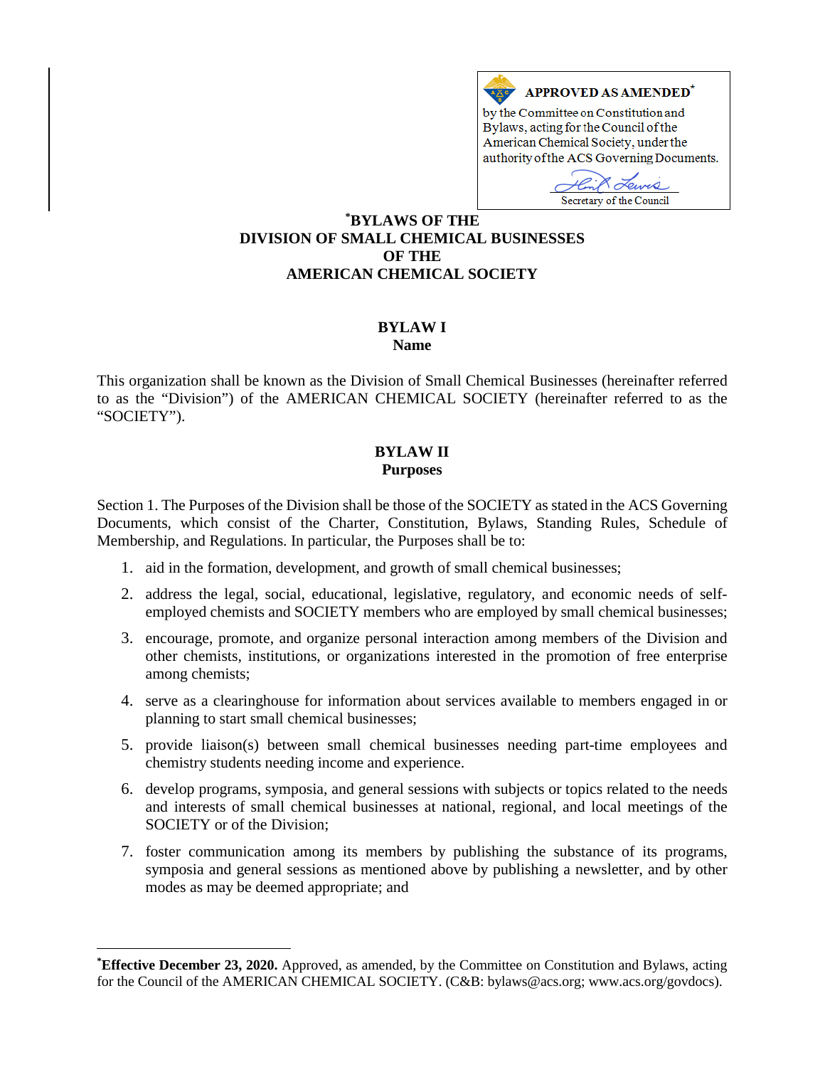**APPROVED AS AMENDED***

by the Committee on Constitution and Bylaws, acting for the Council of the American Chemical Society, under the authority of the ACS Governing Documents.

Secretary of the Council

# *BYLAWS OF THE DIVISION OF SMALL CHEMICAL BUSINESSES OF THE AMERICAN CHEMICAL SOCIETY

## BYLAW I
### Name

This organization shall be known as the Division of Small Chemical Businesses (hereinafter referred to as the "Division") of the AMERICAN CHEMICAL SOCIETY (hereinafter referred to as the "SOCIETY").

## BYLAW II
### Purposes

Section 1. The Purposes of the Division shall be those of the SOCIETY as stated in the ACS Governing Documents, which consist of the Charter, Constitution, Bylaws, Standing Rules, Schedule of Membership, and Regulations. In particular, the Purposes shall be to:

1. aid in the formation, development, and growth of small chemical businesses;
2. address the legal, social, educational, legislative, regulatory, and economic needs of self-employed chemists and SOCIETY members who are employed by small chemical businesses;
3. encourage, promote, and organize personal interaction among members of the Division and other chemists, institutions, or organizations interested in the promotion of free enterprise among chemists;
4. serve as a clearinghouse for information about services available to members engaged in or planning to start small chemical businesses;
5. provide liaison(s) between small chemical businesses needing part-time employees and chemistry students needing income and experience.
6. develop programs, symposia, and general sessions with subjects or topics related to the needs and interests of small chemical businesses at national, regional, and local meetings of the SOCIETY or of the Division;
7. foster communication among its members by publishing the substance of its programs, symposia and general sessions as mentioned above by publishing a newsletter, and by other modes as may be deemed appropriate; and

---

***Effective December 23, 2020.** Approved, as amended, by the Committee on Constitution and Bylaws, acting for the Council of the AMERICAN CHEMICAL SOCIETY. (C&B: bylaws@acs.org; www.acs.org/govdocs).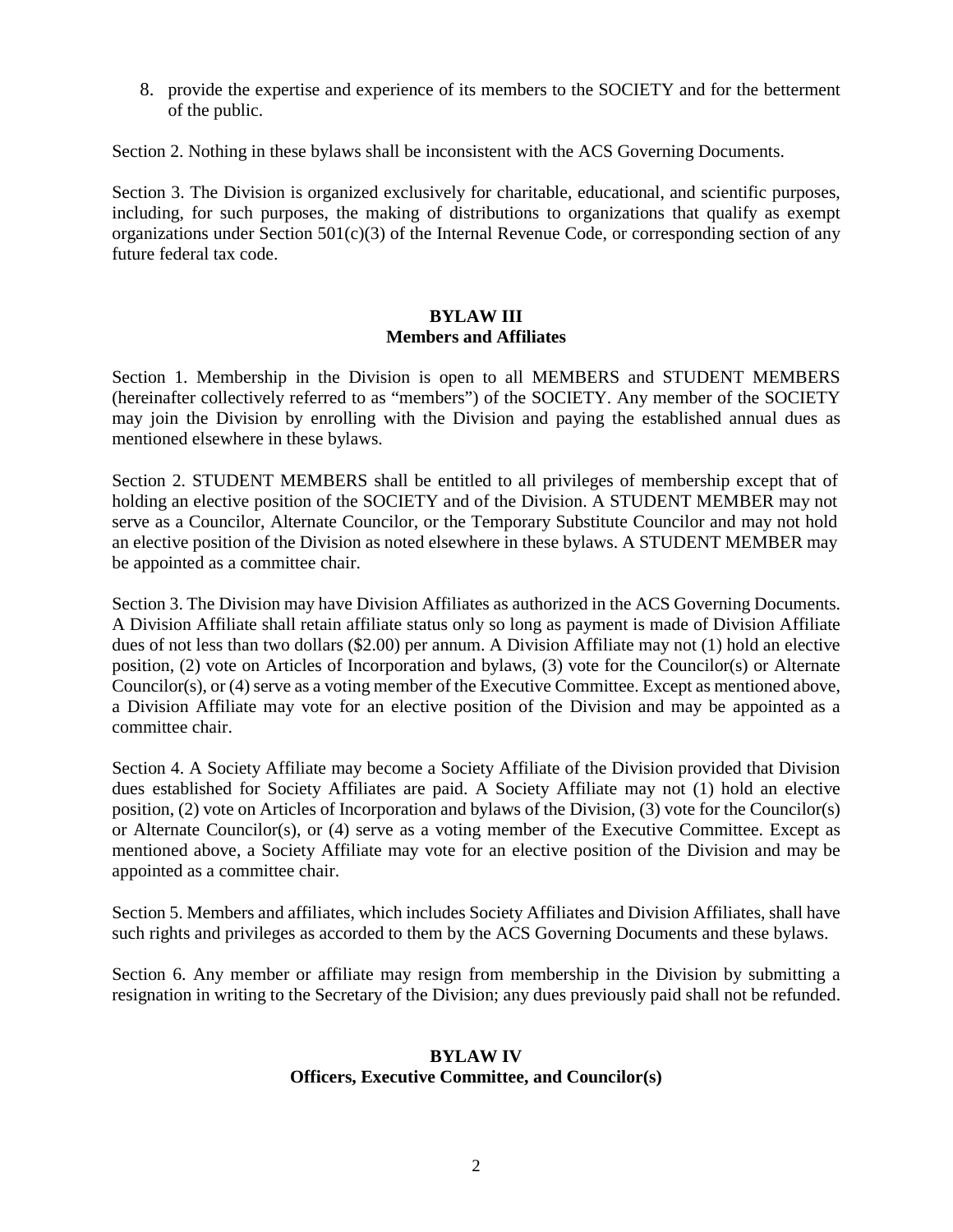8. provide the expertise and experience of its members to the SOCIETY and for the betterment of the public.

Section 2. Nothing in these bylaws shall be inconsistent with the ACS Governing Documents.

Section 3. The Division is organized exclusively for charitable, educational, and scientific purposes, including, for such purposes, the making of distributions to organizations that qualify as exempt organizations under Section 501(c)(3) of the Internal Revenue Code, or corresponding section of any future federal tax code.

## BYLAW III
## Members and Affiliates

Section 1. Membership in the Division is open to all MEMBERS and STUDENT MEMBERS (hereinafter collectively referred to as "members") of the SOCIETY. Any member of the SOCIETY may join the Division by enrolling with the Division and paying the established annual dues as mentioned elsewhere in these bylaws.

Section 2. STUDENT MEMBERS shall be entitled to all privileges of membership except that of holding an elective position of the SOCIETY and of the Division. A STUDENT MEMBER may not serve as a Councilor, Alternate Councilor, or the Temporary Substitute Councilor and may not hold an elective position of the Division as noted elsewhere in these bylaws. A STUDENT MEMBER may be appointed as a committee chair.

Section 3. The Division may have Division Affiliates as authorized in the ACS Governing Documents. A Division Affiliate shall retain affiliate status only so long as payment is made of Division Affiliate dues of not less than two dollars ($2.00) per annum. A Division Affiliate may not (1) hold an elective position, (2) vote on Articles of Incorporation and bylaws, (3) vote for the Councilor(s) or Alternate Councilor(s), or (4) serve as a voting member of the Executive Committee. Except as mentioned above, a Division Affiliate may vote for an elective position of the Division and may be appointed as a committee chair.

Section 4. A Society Affiliate may become a Society Affiliate of the Division provided that Division dues established for Society Affiliates are paid. A Society Affiliate may not (1) hold an elective position, (2) vote on Articles of Incorporation and bylaws of the Division, (3) vote for the Councilor(s) or Alternate Councilor(s), or (4) serve as a voting member of the Executive Committee. Except as mentioned above, a Society Affiliate may vote for an elective position of the Division and may be appointed as a committee chair.

Section 5. Members and affiliates, which includes Society Affiliates and Division Affiliates, shall have such rights and privileges as accorded to them by the ACS Governing Documents and these bylaws.

Section 6. Any member or affiliate may resign from membership in the Division by submitting a resignation in writing to the Secretary of the Division; any dues previously paid shall not be refunded.

## BYLAW IV
## Officers, Executive Committee, and Councilor(s)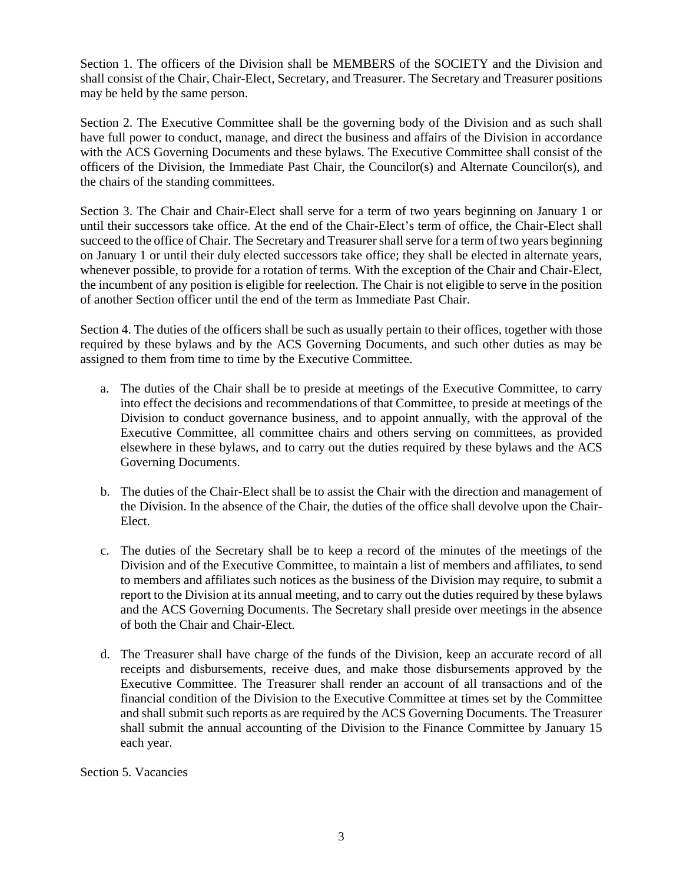Section 1. The officers of the Division shall be MEMBERS of the SOCIETY and the Division and shall consist of the Chair, Chair-Elect, Secretary, and Treasurer. The Secretary and Treasurer positions may be held by the same person.

Section 2. The Executive Committee shall be the governing body of the Division and as such shall have full power to conduct, manage, and direct the business and affairs of the Division in accordance with the ACS Governing Documents and these bylaws. The Executive Committee shall consist of the officers of the Division, the Immediate Past Chair, the Councilor(s) and Alternate Councilor(s), and the chairs of the standing committees.

Section 3. The Chair and Chair-Elect shall serve for a term of two years beginning on January 1 or until their successors take office. At the end of the Chair-Elect's term of office, the Chair-Elect shall succeed to the office of Chair. The Secretary and Treasurer shall serve for a term of two years beginning on January 1 or until their duly elected successors take office; they shall be elected in alternate years, whenever possible, to provide for a rotation of terms. With the exception of the Chair and Chair-Elect, the incumbent of any position is eligible for reelection. The Chair is not eligible to serve in the position of another Section officer until the end of the term as Immediate Past Chair.

Section 4. The duties of the officers shall be such as usually pertain to their offices, together with those required by these bylaws and by the ACS Governing Documents, and such other duties as may be assigned to them from time to time by the Executive Committee.

a. The duties of the Chair shall be to preside at meetings of the Executive Committee, to carry into effect the decisions and recommendations of that Committee, to preside at meetings of the Division to conduct governance business, and to appoint annually, with the approval of the Executive Committee, all committee chairs and others serving on committees, as provided elsewhere in these bylaws, and to carry out the duties required by these bylaws and the ACS Governing Documents.

b. The duties of the Chair-Elect shall be to assist the Chair with the direction and management of the Division. In the absence of the Chair, the duties of the office shall devolve upon the Chair-Elect.

c. The duties of the Secretary shall be to keep a record of the minutes of the meetings of the Division and of the Executive Committee, to maintain a list of members and affiliates, to send to members and affiliates such notices as the business of the Division may require, to submit a report to the Division at its annual meeting, and to carry out the duties required by these bylaws and the ACS Governing Documents. The Secretary shall preside over meetings in the absence of both the Chair and Chair-Elect.

d. The Treasurer shall have charge of the funds of the Division, keep an accurate record of all receipts and disbursements, receive dues, and make those disbursements approved by the Executive Committee. The Treasurer shall render an account of all transactions and of the financial condition of the Division to the Executive Committee at times set by the Committee and shall submit such reports as are required by the ACS Governing Documents. The Treasurer shall submit the annual accounting of the Division to the Finance Committee by January 15 each year.

Section 5. Vacancies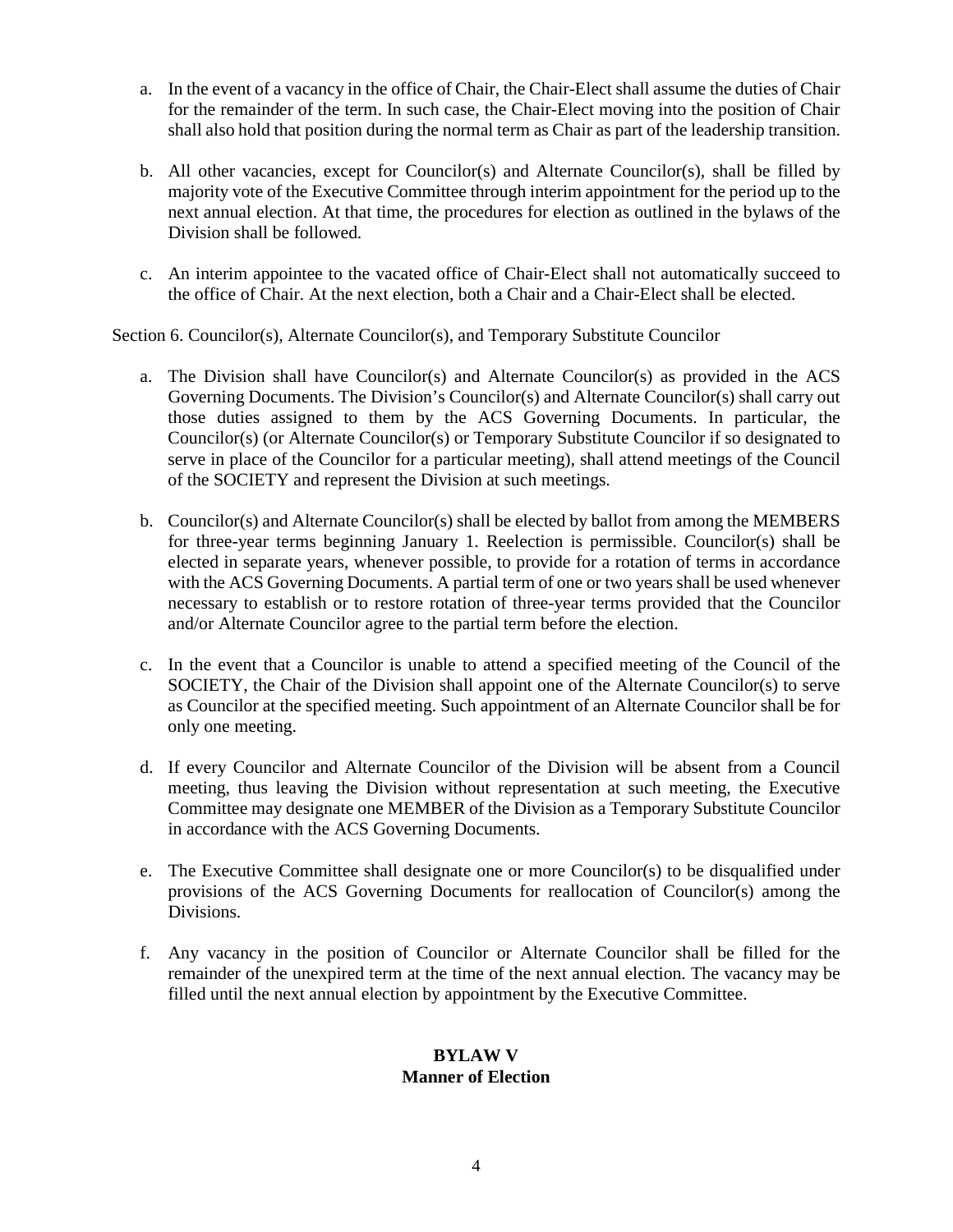a. In the event of a vacancy in the office of Chair, the Chair-Elect shall assume the duties of Chair for the remainder of the term. In such case, the Chair-Elect moving into the position of Chair shall also hold that position during the normal term as Chair as part of the leadership transition.

b. All other vacancies, except for Councilor(s) and Alternate Councilor(s), shall be filled by majority vote of the Executive Committee through interim appointment for the period up to the next annual election. At that time, the procedures for election as outlined in the bylaws of the Division shall be followed.

c. An interim appointee to the vacated office of Chair-Elect shall not automatically succeed to the office of Chair. At the next election, both a Chair and a Chair-Elect shall be elected.

Section 6. Councilor(s), Alternate Councilor(s), and Temporary Substitute Councilor

a. The Division shall have Councilor(s) and Alternate Councilor(s) as provided in the ACS Governing Documents. The Division's Councilor(s) and Alternate Councilor(s) shall carry out those duties assigned to them by the ACS Governing Documents. In particular, the Councilor(s) (or Alternate Councilor(s) or Temporary Substitute Councilor if so designated to serve in place of the Councilor for a particular meeting), shall attend meetings of the Council of the SOCIETY and represent the Division at such meetings.

b. Councilor(s) and Alternate Councilor(s) shall be elected by ballot from among the MEMBERS for three-year terms beginning January 1. Reelection is permissible. Councilor(s) shall be elected in separate years, whenever possible, to provide for a rotation of terms in accordance with the ACS Governing Documents. A partial term of one or two years shall be used whenever necessary to establish or to restore rotation of three-year terms provided that the Councilor and/or Alternate Councilor agree to the partial term before the election.

c. In the event that a Councilor is unable to attend a specified meeting of the Council of the SOCIETY, the Chair of the Division shall appoint one of the Alternate Councilor(s) to serve as Councilor at the specified meeting. Such appointment of an Alternate Councilor shall be for only one meeting.

d. If every Councilor and Alternate Councilor of the Division will be absent from a Council meeting, thus leaving the Division without representation at such meeting, the Executive Committee may designate one MEMBER of the Division as a Temporary Substitute Councilor in accordance with the ACS Governing Documents.

e. The Executive Committee shall designate one or more Councilor(s) to be disqualified under provisions of the ACS Governing Documents for reallocation of Councilor(s) among the Divisions.

f. Any vacancy in the position of Councilor or Alternate Councilor shall be filled for the remainder of the unexpired term at the time of the next annual election. The vacancy may be filled until the next annual election by appointment by the Executive Committee.

## BYLAW V
## Manner of Election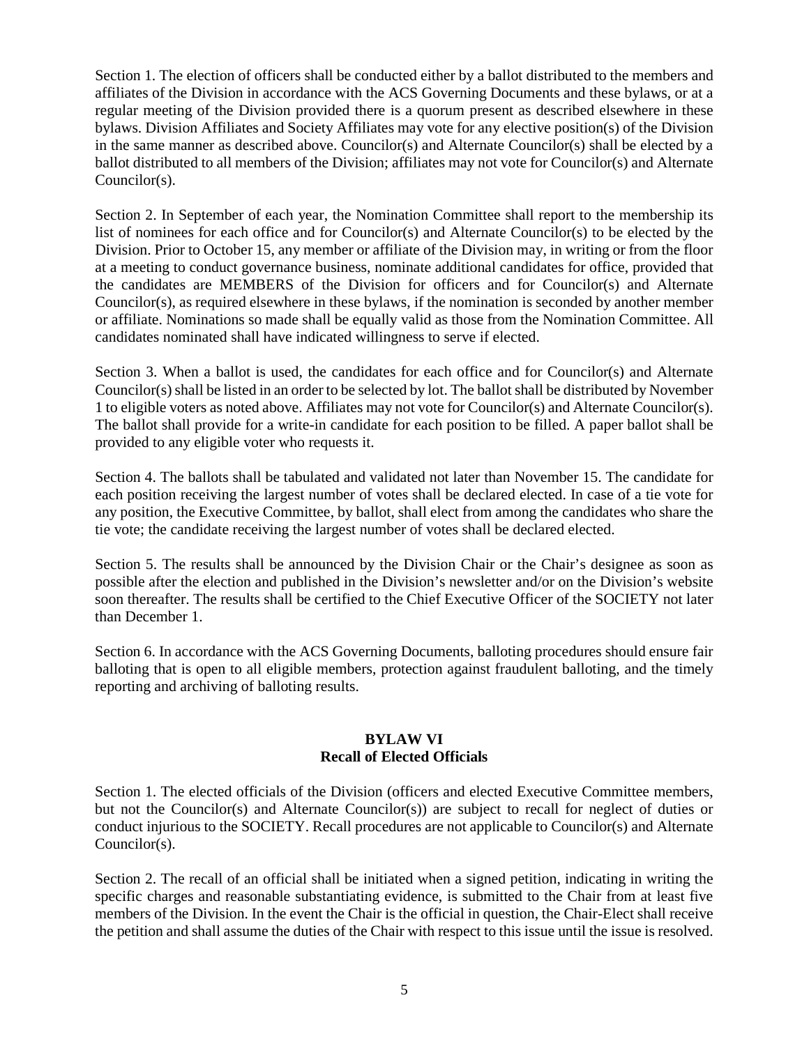Section 1. The election of officers shall be conducted either by a ballot distributed to the members and affiliates of the Division in accordance with the ACS Governing Documents and these bylaws, or at a regular meeting of the Division provided there is a quorum present as described elsewhere in these bylaws. Division Affiliates and Society Affiliates may vote for any elective position(s) of the Division in the same manner as described above. Councilor(s) and Alternate Councilor(s) shall be elected by a ballot distributed to all members of the Division; affiliates may not vote for Councilor(s) and Alternate Councilor(s).

Section 2. In September of each year, the Nomination Committee shall report to the membership its list of nominees for each office and for Councilor(s) and Alternate Councilor(s) to be elected by the Division. Prior to October 15, any member or affiliate of the Division may, in writing or from the floor at a meeting to conduct governance business, nominate additional candidates for office, provided that the candidates are MEMBERS of the Division for officers and for Councilor(s) and Alternate Councilor(s), as required elsewhere in these bylaws, if the nomination is seconded by another member or affiliate. Nominations so made shall be equally valid as those from the Nomination Committee. All candidates nominated shall have indicated willingness to serve if elected.

Section 3. When a ballot is used, the candidates for each office and for Councilor(s) and Alternate Councilor(s) shall be listed in an order to be selected by lot. The ballot shall be distributed by November 1 to eligible voters as noted above. Affiliates may not vote for Councilor(s) and Alternate Councilor(s). The ballot shall provide for a write-in candidate for each position to be filled. A paper ballot shall be provided to any eligible voter who requests it.

Section 4. The ballots shall be tabulated and validated not later than November 15. The candidate for each position receiving the largest number of votes shall be declared elected. In case of a tie vote for any position, the Executive Committee, by ballot, shall elect from among the candidates who share the tie vote; the candidate receiving the largest number of votes shall be declared elected.

Section 5. The results shall be announced by the Division Chair or the Chair's designee as soon as possible after the election and published in the Division's newsletter and/or on the Division's website soon thereafter. The results shall be certified to the Chief Executive Officer of the SOCIETY not later than December 1.

Section 6. In accordance with the ACS Governing Documents, balloting procedures should ensure fair balloting that is open to all eligible members, protection against fraudulent balloting, and the timely reporting and archiving of balloting results.

## BYLAW VI
## Recall of Elected Officials

Section 1. The elected officials of the Division (officers and elected Executive Committee members, but not the Councilor(s) and Alternate Councilor(s)) are subject to recall for neglect of duties or conduct injurious to the SOCIETY. Recall procedures are not applicable to Councilor(s) and Alternate Councilor(s).

Section 2. The recall of an official shall be initiated when a signed petition, indicating in writing the specific charges and reasonable substantiating evidence, is submitted to the Chair from at least five members of the Division. In the event the Chair is the official in question, the Chair-Elect shall receive the petition and shall assume the duties of the Chair with respect to this issue until the issue is resolved.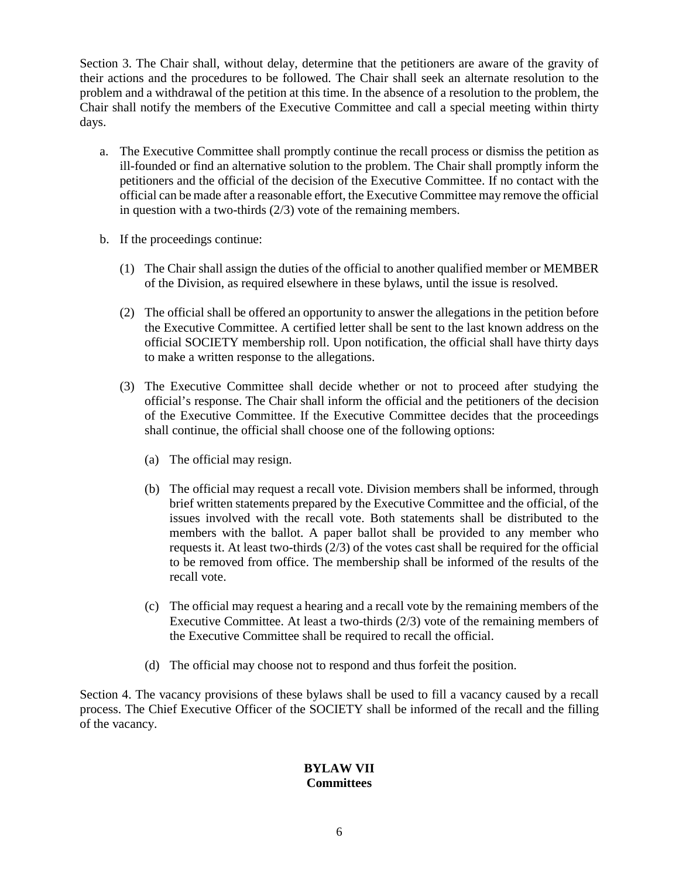Section 3. The Chair shall, without delay, determine that the petitioners are aware of the gravity of their actions and the procedures to be followed. The Chair shall seek an alternate resolution to the problem and a withdrawal of the petition at this time. In the absence of a resolution to the problem, the Chair shall notify the members of the Executive Committee and call a special meeting within thirty days.

a. The Executive Committee shall promptly continue the recall process or dismiss the petition as ill-founded or find an alternative solution to the problem. The Chair shall promptly inform the petitioners and the official of the decision of the Executive Committee. If no contact with the official can be made after a reasonable effort, the Executive Committee may remove the official in question with a two-thirds (2/3) vote of the remaining members.

b. If the proceedings continue:

   (1) The Chair shall assign the duties of the official to another qualified member or MEMBER of the Division, as required elsewhere in these bylaws, until the issue is resolved.

   (2) The official shall be offered an opportunity to answer the allegations in the petition before the Executive Committee. A certified letter shall be sent to the last known address on the official SOCIETY membership roll. Upon notification, the official shall have thirty days to make a written response to the allegations.

   (3) The Executive Committee shall decide whether or not to proceed after studying the official's response. The Chair shall inform the official and the petitioners of the decision of the Executive Committee. If the Executive Committee decides that the proceedings shall continue, the official shall choose one of the following options:

      (a) The official may resign.

      (b) The official may request a recall vote. Division members shall be informed, through brief written statements prepared by the Executive Committee and the official, of the issues involved with the recall vote. Both statements shall be distributed to the members with the ballot. A paper ballot shall be provided to any member who requests it. At least two-thirds (2/3) of the votes cast shall be required for the official to be removed from office. The membership shall be informed of the results of the recall vote.

      (c) The official may request a hearing and a recall vote by the remaining members of the Executive Committee. At least a two-thirds (2/3) vote of the remaining members of the Executive Committee shall be required to recall the official.

      (d) The official may choose not to respond and thus forfeit the position.

Section 4. The vacancy provisions of these bylaws shall be used to fill a vacancy caused by a recall process. The Chief Executive Officer of the SOCIETY shall be informed of the recall and the filling of the vacancy.

## BYLAW VII
## Committees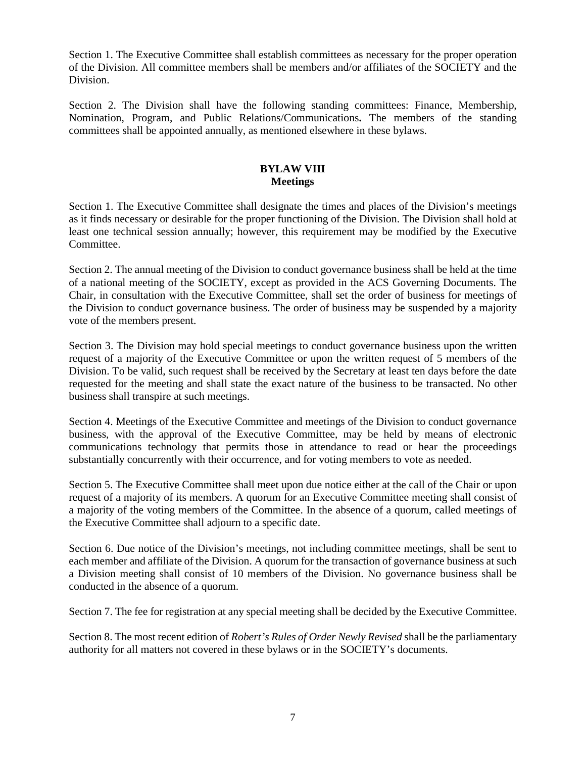Section 1. The Executive Committee shall establish committees as necessary for the proper operation of the Division. All committee members shall be members and/or affiliates of the SOCIETY and the Division.

Section 2. The Division shall have the following standing committees: Finance, Membership, Nomination, Program, and Public Relations/Communications**.** The members of the standing committees shall be appointed annually, as mentioned elsewhere in these bylaws.

## BYLAW VIII
## Meetings

Section 1. The Executive Committee shall designate the times and places of the Division's meetings as it finds necessary or desirable for the proper functioning of the Division. The Division shall hold at least one technical session annually; however, this requirement may be modified by the Executive Committee.

Section 2. The annual meeting of the Division to conduct governance business shall be held at the time of a national meeting of the SOCIETY, except as provided in the ACS Governing Documents. The Chair, in consultation with the Executive Committee, shall set the order of business for meetings of the Division to conduct governance business. The order of business may be suspended by a majority vote of the members present.

Section 3. The Division may hold special meetings to conduct governance business upon the written request of a majority of the Executive Committee or upon the written request of 5 members of the Division. To be valid, such request shall be received by the Secretary at least ten days before the date requested for the meeting and shall state the exact nature of the business to be transacted. No other business shall transpire at such meetings.

Section 4. Meetings of the Executive Committee and meetings of the Division to conduct governance business, with the approval of the Executive Committee, may be held by means of electronic communications technology that permits those in attendance to read or hear the proceedings substantially concurrently with their occurrence, and for voting members to vote as needed.

Section 5. The Executive Committee shall meet upon due notice either at the call of the Chair or upon request of a majority of its members. A quorum for an Executive Committee meeting shall consist of a majority of the voting members of the Committee. In the absence of a quorum, called meetings of the Executive Committee shall adjourn to a specific date.

Section 6. Due notice of the Division's meetings, not including committee meetings, shall be sent to each member and affiliate of the Division. A quorum for the transaction of governance business at such a Division meeting shall consist of 10 members of the Division. No governance business shall be conducted in the absence of a quorum.

Section 7. The fee for registration at any special meeting shall be decided by the Executive Committee.

Section 8. The most recent edition of *Robert's Rules of Order Newly Revised* shall be the parliamentary authority for all matters not covered in these bylaws or in the SOCIETY's documents.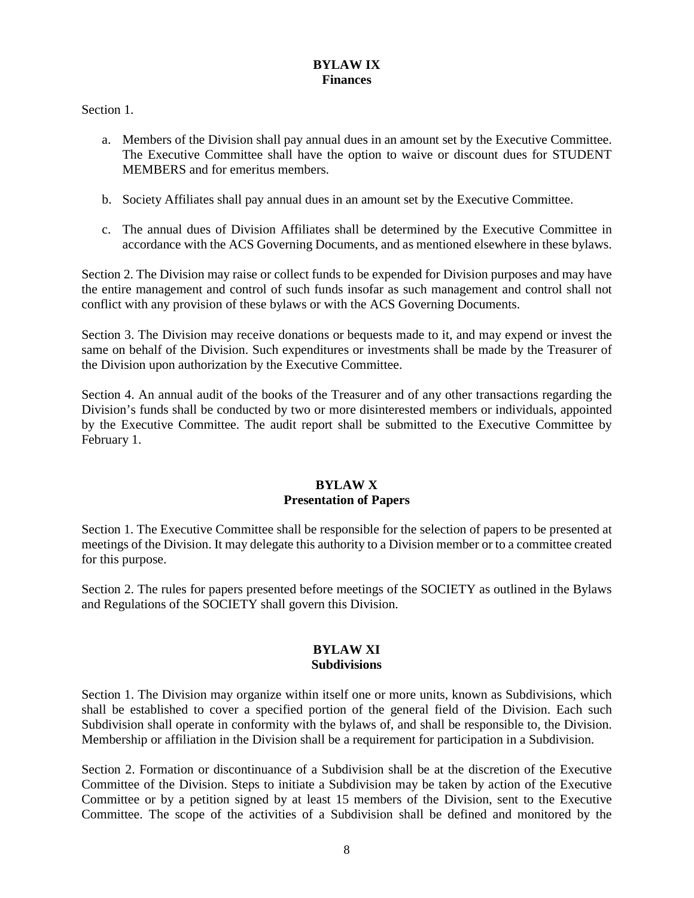## BYLAW IX
## Finances

Section 1.

a. Members of the Division shall pay annual dues in an amount set by the Executive Committee. The Executive Committee shall have the option to waive or discount dues for STUDENT MEMBERS and for emeritus members.

b. Society Affiliates shall pay annual dues in an amount set by the Executive Committee.

c. The annual dues of Division Affiliates shall be determined by the Executive Committee in accordance with the ACS Governing Documents, and as mentioned elsewhere in these bylaws.

Section 2. The Division may raise or collect funds to be expended for Division purposes and may have the entire management and control of such funds insofar as such management and control shall not conflict with any provision of these bylaws or with the ACS Governing Documents.

Section 3. The Division may receive donations or bequests made to it, and may expend or invest the same on behalf of the Division. Such expenditures or investments shall be made by the Treasurer of the Division upon authorization by the Executive Committee.

Section 4. An annual audit of the books of the Treasurer and of any other transactions regarding the Division's funds shall be conducted by two or more disinterested members or individuals, appointed by the Executive Committee. The audit report shall be submitted to the Executive Committee by February 1.

## BYLAW X
## Presentation of Papers

Section 1. The Executive Committee shall be responsible for the selection of papers to be presented at meetings of the Division. It may delegate this authority to a Division member or to a committee created for this purpose.

Section 2. The rules for papers presented before meetings of the SOCIETY as outlined in the Bylaws and Regulations of the SOCIETY shall govern this Division.

## BYLAW XI
## Subdivisions

Section 1. The Division may organize within itself one or more units, known as Subdivisions, which shall be established to cover a specified portion of the general field of the Division. Each such Subdivision shall operate in conformity with the bylaws of, and shall be responsible to, the Division. Membership or affiliation in the Division shall be a requirement for participation in a Subdivision.

Section 2. Formation or discontinuance of a Subdivision shall be at the discretion of the Executive Committee of the Division. Steps to initiate a Subdivision may be taken by action of the Executive Committee or by a petition signed by at least 15 members of the Division, sent to the Executive Committee. The scope of the activities of a Subdivision shall be defined and monitored by the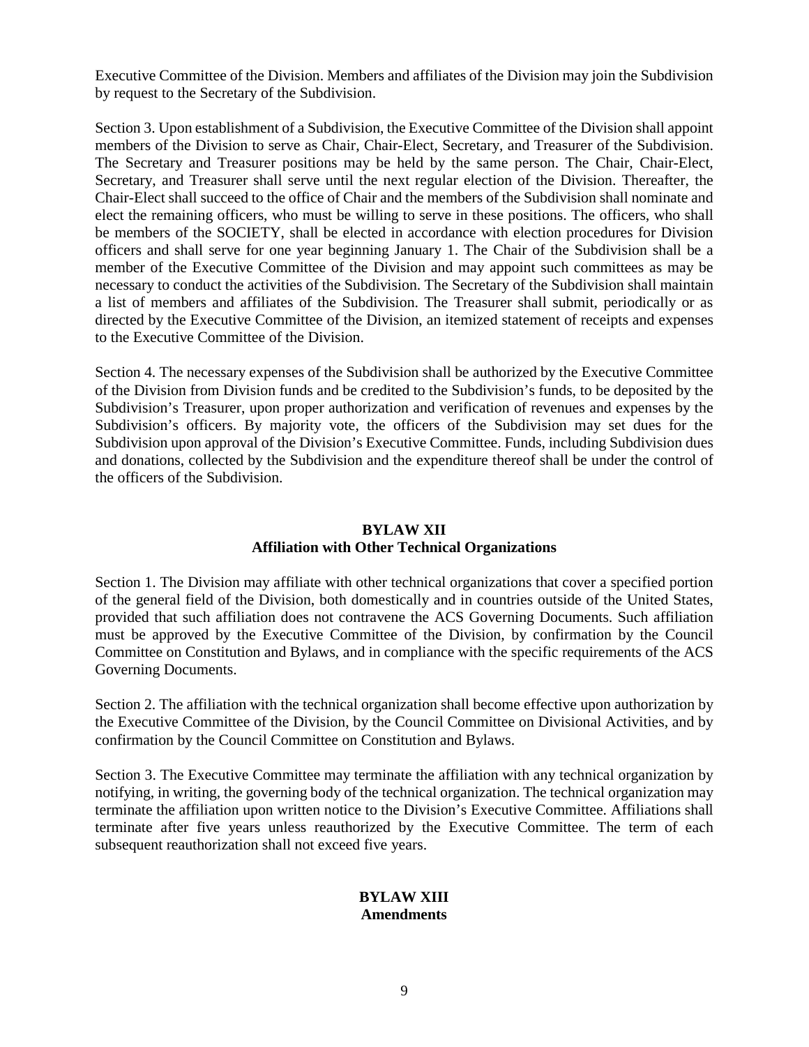Executive Committee of the Division. Members and affiliates of the Division may join the Subdivision by request to the Secretary of the Subdivision.

Section 3. Upon establishment of a Subdivision, the Executive Committee of the Division shall appoint members of the Division to serve as Chair, Chair-Elect, Secretary, and Treasurer of the Subdivision. The Secretary and Treasurer positions may be held by the same person. The Chair, Chair-Elect, Secretary, and Treasurer shall serve until the next regular election of the Division. Thereafter, the Chair-Elect shall succeed to the office of Chair and the members of the Subdivision shall nominate and elect the remaining officers, who must be willing to serve in these positions. The officers, who shall be members of the SOCIETY, shall be elected in accordance with election procedures for Division officers and shall serve for one year beginning January 1. The Chair of the Subdivision shall be a member of the Executive Committee of the Division and may appoint such committees as may be necessary to conduct the activities of the Subdivision. The Secretary of the Subdivision shall maintain a list of members and affiliates of the Subdivision. The Treasurer shall submit, periodically or as directed by the Executive Committee of the Division, an itemized statement of receipts and expenses to the Executive Committee of the Division.

Section 4. The necessary expenses of the Subdivision shall be authorized by the Executive Committee of the Division from Division funds and be credited to the Subdivision's funds, to be deposited by the Subdivision's Treasurer, upon proper authorization and verification of revenues and expenses by the Subdivision's officers. By majority vote, the officers of the Subdivision may set dues for the Subdivision upon approval of the Division's Executive Committee. Funds, including Subdivision dues and donations, collected by the Subdivision and the expenditure thereof shall be under the control of the officers of the Subdivision.

## BYLAW XII
## Affiliation with Other Technical Organizations

Section 1. The Division may affiliate with other technical organizations that cover a specified portion of the general field of the Division, both domestically and in countries outside of the United States, provided that such affiliation does not contravene the ACS Governing Documents. Such affiliation must be approved by the Executive Committee of the Division, by confirmation by the Council Committee on Constitution and Bylaws, and in compliance with the specific requirements of the ACS Governing Documents.

Section 2. The affiliation with the technical organization shall become effective upon authorization by the Executive Committee of the Division, by the Council Committee on Divisional Activities, and by confirmation by the Council Committee on Constitution and Bylaws.

Section 3. The Executive Committee may terminate the affiliation with any technical organization by notifying, in writing, the governing body of the technical organization. The technical organization may terminate the affiliation upon written notice to the Division's Executive Committee. Affiliations shall terminate after five years unless reauthorized by the Executive Committee. The term of each subsequent reauthorization shall not exceed five years.

## BYLAW XIII
## Amendments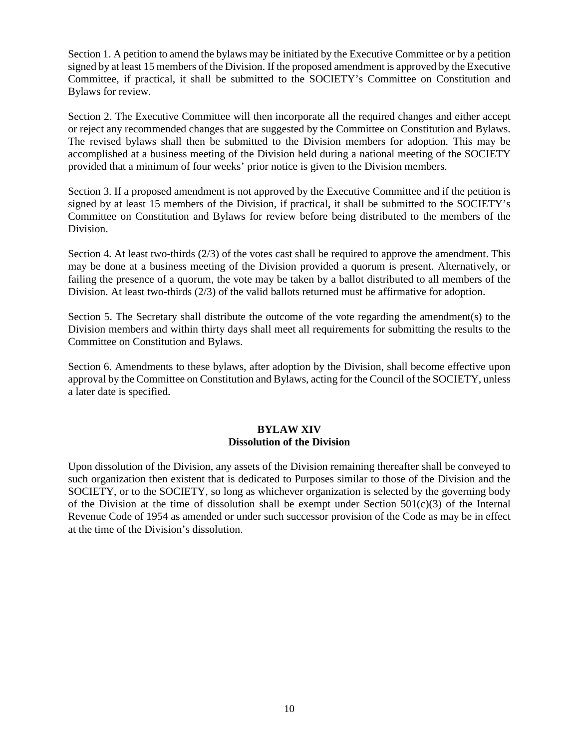Section 1. A petition to amend the bylaws may be initiated by the Executive Committee or by a petition signed by at least 15 members of the Division. If the proposed amendment is approved by the Executive Committee, if practical, it shall be submitted to the SOCIETY's Committee on Constitution and Bylaws for review.

Section 2. The Executive Committee will then incorporate all the required changes and either accept or reject any recommended changes that are suggested by the Committee on Constitution and Bylaws. The revised bylaws shall then be submitted to the Division members for adoption. This may be accomplished at a business meeting of the Division held during a national meeting of the SOCIETY provided that a minimum of four weeks' prior notice is given to the Division members.

Section 3. If a proposed amendment is not approved by the Executive Committee and if the petition is signed by at least 15 members of the Division, if practical, it shall be submitted to the SOCIETY's Committee on Constitution and Bylaws for review before being distributed to the members of the Division.

Section 4. At least two-thirds (2/3) of the votes cast shall be required to approve the amendment. This may be done at a business meeting of the Division provided a quorum is present. Alternatively, or failing the presence of a quorum, the vote may be taken by a ballot distributed to all members of the Division. At least two-thirds (2/3) of the valid ballots returned must be affirmative for adoption.

Section 5. The Secretary shall distribute the outcome of the vote regarding the amendment(s) to the Division members and within thirty days shall meet all requirements for submitting the results to the Committee on Constitution and Bylaws.

Section 6. Amendments to these bylaws, after adoption by the Division, shall become effective upon approval by the Committee on Constitution and Bylaws, acting for the Council of the SOCIETY, unless a later date is specified.

## BYLAW XIV
## Dissolution of the Division

Upon dissolution of the Division, any assets of the Division remaining thereafter shall be conveyed to such organization then existent that is dedicated to Purposes similar to those of the Division and the SOCIETY, or to the SOCIETY, so long as whichever organization is selected by the governing body of the Division at the time of dissolution shall be exempt under Section 501(c)(3) of the Internal Revenue Code of 1954 as amended or under such successor provision of the Code as may be in effect at the time of the Division's dissolution.